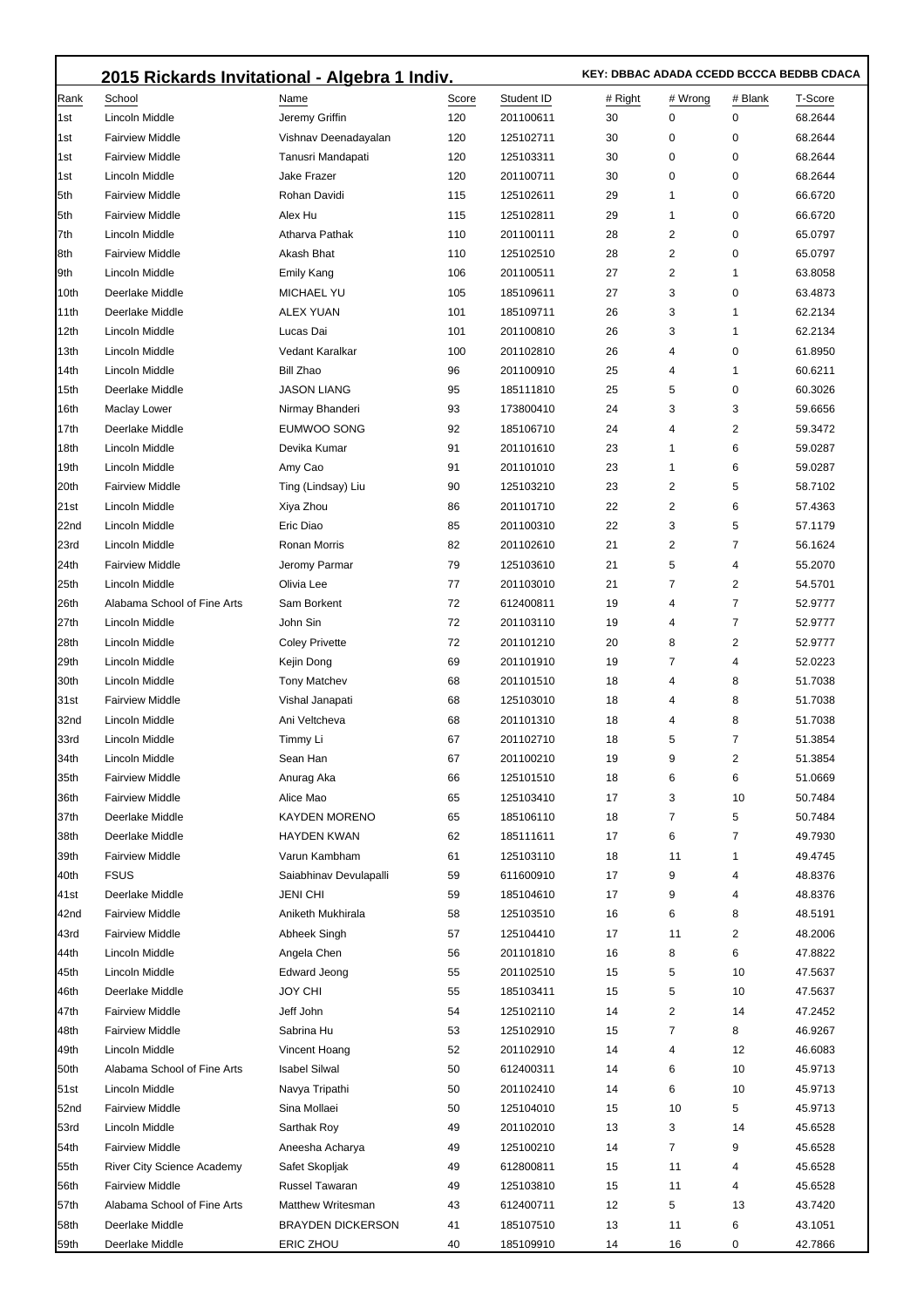## 2015 Rickards Invitational - Algebra 1 Indiv.

**KEY: DBBAC ADADA CCEDD BCCCA BEDBB CDACA**

| Rank | School | Name | Score | Student ID | # Right | # Wrong | # Blank | T-Score |
|---|---|---|---|---|---|---|---|---|
| 1st | Lincoln Middle | Jeremy Griffin | 120 | 201100611 | 30 | 0 | 0 | 68.2644 |
| 1st | Fairview Middle | Vishnav Deenadayalan | 120 | 125102711 | 30 | 0 | 0 | 68.2644 |
| 1st | Fairview Middle | Tanusri Mandapati | 120 | 125103311 | 30 | 0 | 0 | 68.2644 |
| 1st | Lincoln Middle | Jake Frazer | 120 | 201100711 | 30 | 0 | 0 | 68.2644 |
| 5th | Fairview Middle | Rohan Davidi | 115 | 125102611 | 29 | 1 | 0 | 66.6720 |
| 5th | Fairview Middle | Alex Hu | 115 | 125102811 | 29 | 1 | 0 | 66.6720 |
| 7th | Lincoln Middle | Atharva Pathak | 110 | 201100111 | 28 | 2 | 0 | 65.0797 |
| 8th | Fairview Middle | Akash Bhat | 110 | 125102510 | 28 | 2 | 0 | 65.0797 |
| 9th | Lincoln Middle | Emily Kang | 106 | 201100511 | 27 | 2 | 1 | 63.8058 |
| 10th | Deerlake Middle | MICHAEL YU | 105 | 185109611 | 27 | 3 | 0 | 63.4873 |
| 11th | Deerlake Middle | ALEX YUAN | 101 | 185109711 | 26 | 3 | 1 | 62.2134 |
| 12th | Lincoln Middle | Lucas Dai | 101 | 201100810 | 26 | 3 | 1 | 62.2134 |
| 13th | Lincoln Middle | Vedant Karalkar | 100 | 201102810 | 26 | 4 | 0 | 61.8950 |
| 14th | Lincoln Middle | Bill Zhao | 96 | 201100910 | 25 | 4 | 1 | 60.6211 |
| 15th | Deerlake Middle | JASON LIANG | 95 | 185111810 | 25 | 5 | 0 | 60.3026 |
| 16th | Maclay Lower | Nirmay Bhanderi | 93 | 173800410 | 24 | 3 | 3 | 59.6656 |
| 17th | Deerlake Middle | EUMWOO SONG | 92 | 185106710 | 24 | 4 | 2 | 59.3472 |
| 18th | Lincoln Middle | Devika Kumar | 91 | 201101610 | 23 | 1 | 6 | 59.0287 |
| 19th | Lincoln Middle | Amy Cao | 91 | 201101010 | 23 | 1 | 6 | 59.0287 |
| 20th | Fairview Middle | Ting (Lindsay) Liu | 90 | 125103210 | 23 | 2 | 5 | 58.7102 |
| 21st | Lincoln Middle | Xiya Zhou | 86 | 201101710 | 22 | 2 | 6 | 57.4363 |
| 22nd | Lincoln Middle | Eric Diao | 85 | 201100310 | 22 | 3 | 5 | 57.1179 |
| 23rd | Lincoln Middle | Ronan Morris | 82 | 201102610 | 21 | 2 | 7 | 56.1624 |
| 24th | Fairview Middle | Jeromy Parmar | 79 | 125103610 | 21 | 5 | 4 | 55.2070 |
| 25th | Lincoln Middle | Olivia Lee | 77 | 201103010 | 21 | 7 | 2 | 54.5701 |
| 26th | Alabama School of Fine Arts | Sam Borkent | 72 | 612400811 | 19 | 4 | 7 | 52.9777 |
| 27th | Lincoln Middle | John Sin | 72 | 201103110 | 19 | 4 | 7 | 52.9777 |
| 28th | Lincoln Middle | Coley Privette | 72 | 201101210 | 20 | 8 | 2 | 52.9777 |
| 29th | Lincoln Middle | Kejin Dong | 69 | 201101910 | 19 | 7 | 4 | 52.0223 |
| 30th | Lincoln Middle | Tony Matchev | 68 | 201101510 | 18 | 4 | 8 | 51.7038 |
| 31st | Fairview Middle | Vishal Janapati | 68 | 125103010 | 18 | 4 | 8 | 51.7038 |
| 32nd | Lincoln Middle | Ani Veltcheva | 68 | 201101310 | 18 | 4 | 8 | 51.7038 |
| 33rd | Lincoln Middle | Timmy Li | 67 | 201102710 | 18 | 5 | 7 | 51.3854 |
| 34th | Lincoln Middle | Sean Han | 67 | 201100210 | 19 | 9 | 2 | 51.3854 |
| 35th | Fairview Middle | Anurag Aka | 66 | 125101510 | 18 | 6 | 6 | 51.0669 |
| 36th | Fairview Middle | Alice Mao | 65 | 125103410 | 17 | 3 | 10 | 50.7484 |
| 37th | Deerlake Middle | KAYDEN MORENO | 65 | 185106110 | 18 | 7 | 5 | 50.7484 |
| 38th | Deerlake Middle | HAYDEN KWAN | 62 | 185111611 | 17 | 6 | 7 | 49.7930 |
| 39th | Fairview Middle | Varun Kambham | 61 | 125103110 | 18 | 11 | 1 | 49.4745 |
| 40th | FSUS | Saiabhinav Devulapalli | 59 | 611600910 | 17 | 9 | 4 | 48.8376 |
| 41st | Deerlake Middle | JENI CHI | 59 | 185104610 | 17 | 9 | 4 | 48.8376 |
| 42nd | Fairview Middle | Aniketh Mukhirala | 58 | 125103510 | 16 | 6 | 8 | 48.5191 |
| 43rd | Fairview Middle | Abheek Singh | 57 | 125104410 | 17 | 11 | 2 | 48.2006 |
| 44th | Lincoln Middle | Angela Chen | 56 | 201101810 | 16 | 8 | 6 | 47.8822 |
| 45th | Lincoln Middle | Edward Jeong | 55 | 201102510 | 15 | 5 | 10 | 47.5637 |
| 46th | Deerlake Middle | JOY CHI | 55 | 185103411 | 15 | 5 | 10 | 47.5637 |
| 47th | Fairview Middle | Jeff John | 54 | 125102110 | 14 | 2 | 14 | 47.2452 |
| 48th | Fairview Middle | Sabrina Hu | 53 | 125102910 | 15 | 7 | 8 | 46.9267 |
| 49th | Lincoln Middle | Vincent Hoang | 52 | 201102910 | 14 | 4 | 12 | 46.6083 |
| 50th | Alabama School of Fine Arts | Isabel Silwal | 50 | 612400311 | 14 | 6 | 10 | 45.9713 |
| 51st | Lincoln Middle | Navya Tripathi | 50 | 201102410 | 14 | 6 | 10 | 45.9713 |
| 52nd | Fairview Middle | Sina Mollaei | 50 | 125104010 | 15 | 10 | 5 | 45.9713 |
| 53rd | Lincoln Middle | Sarthak Roy | 49 | 201102010 | 13 | 3 | 14 | 45.6528 |
| 54th | Fairview Middle | Aneesha Acharya | 49 | 125100210 | 14 | 7 | 9 | 45.6528 |
| 55th | River City Science Academy | Safet Skopljak | 49 | 612800811 | 15 | 11 | 4 | 45.6528 |
| 56th | Fairview Middle | Russel Tawaran | 49 | 125103810 | 15 | 11 | 4 | 45.6528 |
| 57th | Alabama School of Fine Arts | Matthew Writesman | 43 | 612400711 | 12 | 5 | 13 | 43.7420 |
| 58th | Deerlake Middle | BRAYDEN DICKERSON | 41 | 185107510 | 13 | 11 | 6 | 43.1051 |
| 59th | Deerlake Middle | ERIC ZHOU | 40 | 185109910 | 14 | 16 | 0 | 42.7866 |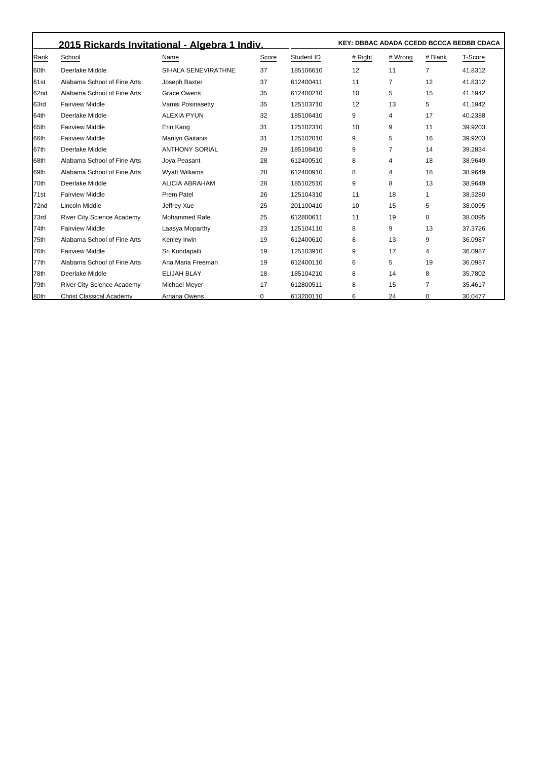## 2015 Rickards Invitational - Algebra 1 Indiv.

**KEY: DBBAC ADADA CCEDD BCCCA BEDBB CDACA**

| Rank | School | Name | Score | Student ID | # Right | # Wrong | # Blank | T-Score |
|---|---|---|---|---|---|---|---|---|
| 60th | Deerlake Middle | SIHALA SENEVIRATHNE | 37 | 185106610 | 12 | 11 | 7 | 41.8312 |
| 61st | Alabama School of Fine Arts | Joseph Baxter | 37 | 612400411 | 11 | 7 | 12 | 41.8312 |
| 62nd | Alabama School of Fine Arts | Grace Owens | 35 | 612400210 | 10 | 5 | 15 | 41.1942 |
| 63rd | Fairview Middle | Vamsi Posinasetty | 35 | 125103710 | 12 | 13 | 5 | 41.1942 |
| 64th | Deerlake Middle | ALEXIA PYUN | 32 | 185106410 | 9 | 4 | 17 | 40.2388 |
| 65th | Fairview Middle | Erin Kang | 31 | 125102310 | 10 | 9 | 11 | 39.9203 |
| 66th | Fairview Middle | Marilyn Gaitanis | 31 | 125102010 | 9 | 5 | 16 | 39.9203 |
| 67th | Deerlake Middle | ANTHONY SORIAL | 29 | 185108410 | 9 | 7 | 14 | 39.2834 |
| 68th | Alabama School of Fine Arts | Joya Peasant | 28 | 612400510 | 8 | 4 | 18 | 38.9649 |
| 69th | Alabama School of Fine Arts | Wyatt Williams | 28 | 612400910 | 8 | 4 | 18 | 38.9649 |
| 70th | Deerlake Middle | ALICIA ABRAHAM | 28 | 185102510 | 9 | 8 | 13 | 38.9649 |
| 71st | Fairview Middle | Prem Patel | 26 | 125104310 | 11 | 18 | 1 | 38.3280 |
| 72nd | Lincoln Middle | Jeffrey Xue | 25 | 201100410 | 10 | 15 | 5 | 38.0095 |
| 73rd | River City Science Academy | Mohammed Rafe | 25 | 612800611 | 11 | 19 | 0 | 38.0095 |
| 74th | Fairview Middle | Laasya Moparthy | 23 | 125104110 | 8 | 9 | 13 | 37.3726 |
| 75th | Alabama School of Fine Arts | Kenley Irwin | 19 | 612400610 | 8 | 13 | 9 | 36.0987 |
| 76th | Fairview Middle | Sri Kondapalli | 19 | 125103910 | 9 | 17 | 4 | 36.0987 |
| 77th | Alabama School of Fine Arts | Ana Maria Freeman | 19 | 612400110 | 6 | 5 | 19 | 36.0987 |
| 78th | Deerlake Middle | ELIJAH BLAY | 18 | 185104210 | 8 | 14 | 8 | 35.7802 |
| 79th | River City Science Academy | Michael Meyer | 17 | 612800511 | 8 | 15 | 7 | 35.4617 |
| 80th | Christ Classical Academy | Arriana Owens | 0 | 613200110 | 6 | 24 | 0 | 30.0477 |